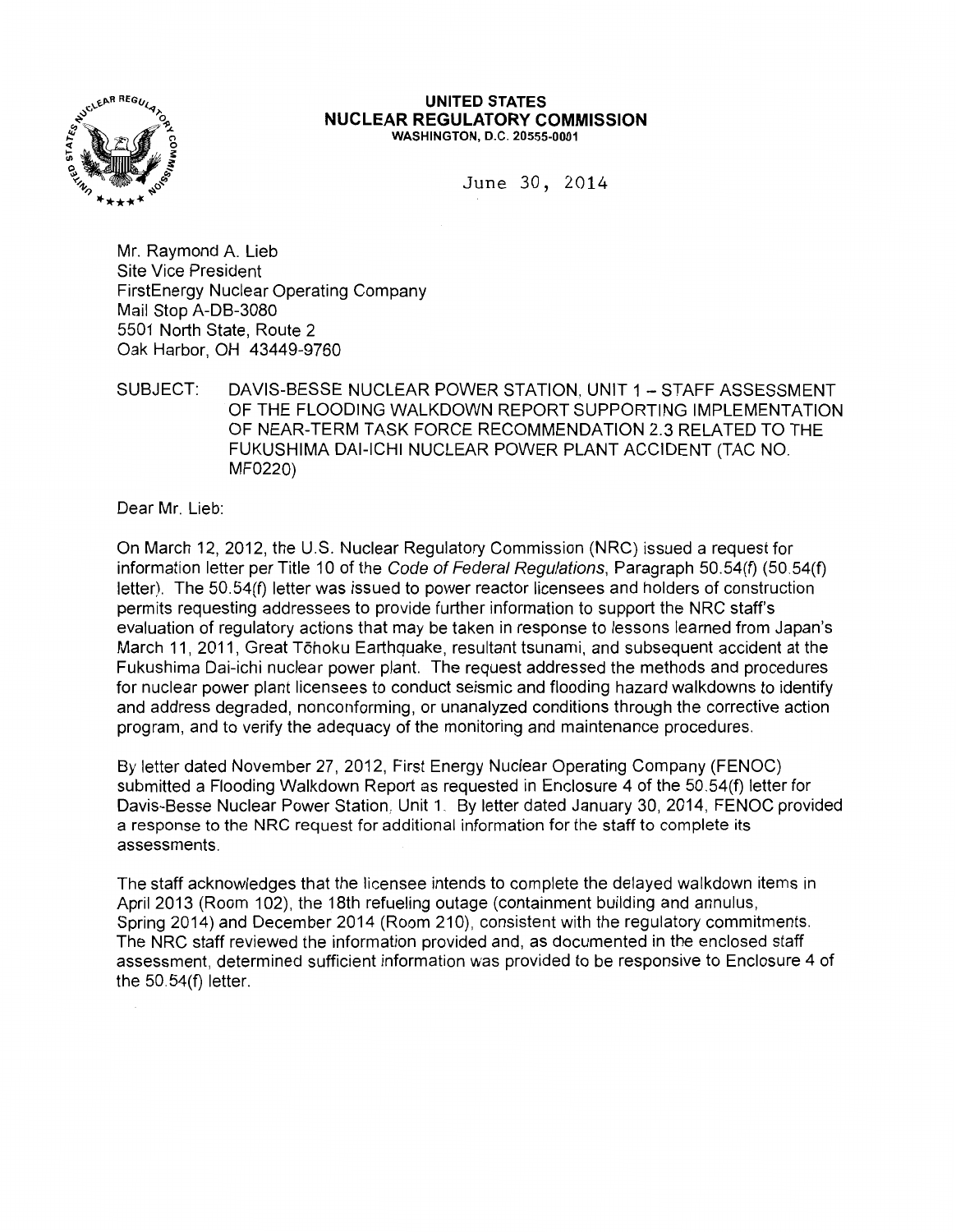**UNITED STATES**
**NUCLEAR REGULATORY COMMISSION**
WASHINGTON, D.C. 20555-0001

June 30, 2014

Mr. Raymond A. Lieb
Site Vice President
FirstEnergy Nuclear Operating Company
Mail Stop A-DB-3080
5501 North State, Route 2
Oak Harbor, OH 43449-9760

SUBJECT: DAVIS-BESSE NUCLEAR POWER STATION, UNIT 1 – STAFF ASSESSMENT OF THE FLOODING WALKDOWN REPORT SUPPORTING IMPLEMENTATION OF NEAR-TERM TASK FORCE RECOMMENDATION 2.3 RELATED TO THE FUKUSHIMA DAI-ICHI NUCLEAR POWER PLANT ACCIDENT (TAC NO. MF0220)

Dear Mr. Lieb:

On March 12, 2012, the U.S. Nuclear Regulatory Commission (NRC) issued a request for information letter per Title 10 of the *Code of Federal Regulations*, Paragraph 50.54(f) (50.54(f) letter). The 50.54(f) letter was issued to power reactor licensees and holders of construction permits requesting addressees to provide further information to support the NRC staff's evaluation of regulatory actions that may be taken in response to lessons learned from Japan's March 11, 2011, Great Tōhoku Earthquake, resultant tsunami, and subsequent accident at the Fukushima Dai-ichi nuclear power plant. The request addressed the methods and procedures for nuclear power plant licensees to conduct seismic and flooding hazard walkdowns to identify and address degraded, nonconforming, or unanalyzed conditions through the corrective action program, and to verify the adequacy of the monitoring and maintenance procedures.

By letter dated November 27, 2012, First Energy Nuclear Operating Company (FENOC) submitted a Flooding Walkdown Report as requested in Enclosure 4 of the 50.54(f) letter for Davis-Besse Nuclear Power Station, Unit 1. By letter dated January 30, 2014, FENOC provided a response to the NRC request for additional information for the staff to complete its assessments.

The staff acknowledges that the licensee intends to complete the delayed walkdown items in April 2013 (Room 102), the 18th refueling outage (containment building and annulus, Spring 2014) and December 2014 (Room 210), consistent with the regulatory commitments. The NRC staff reviewed the information provided and, as documented in the enclosed staff assessment, determined sufficient information was provided to be responsive to Enclosure 4 of the 50.54(f) letter.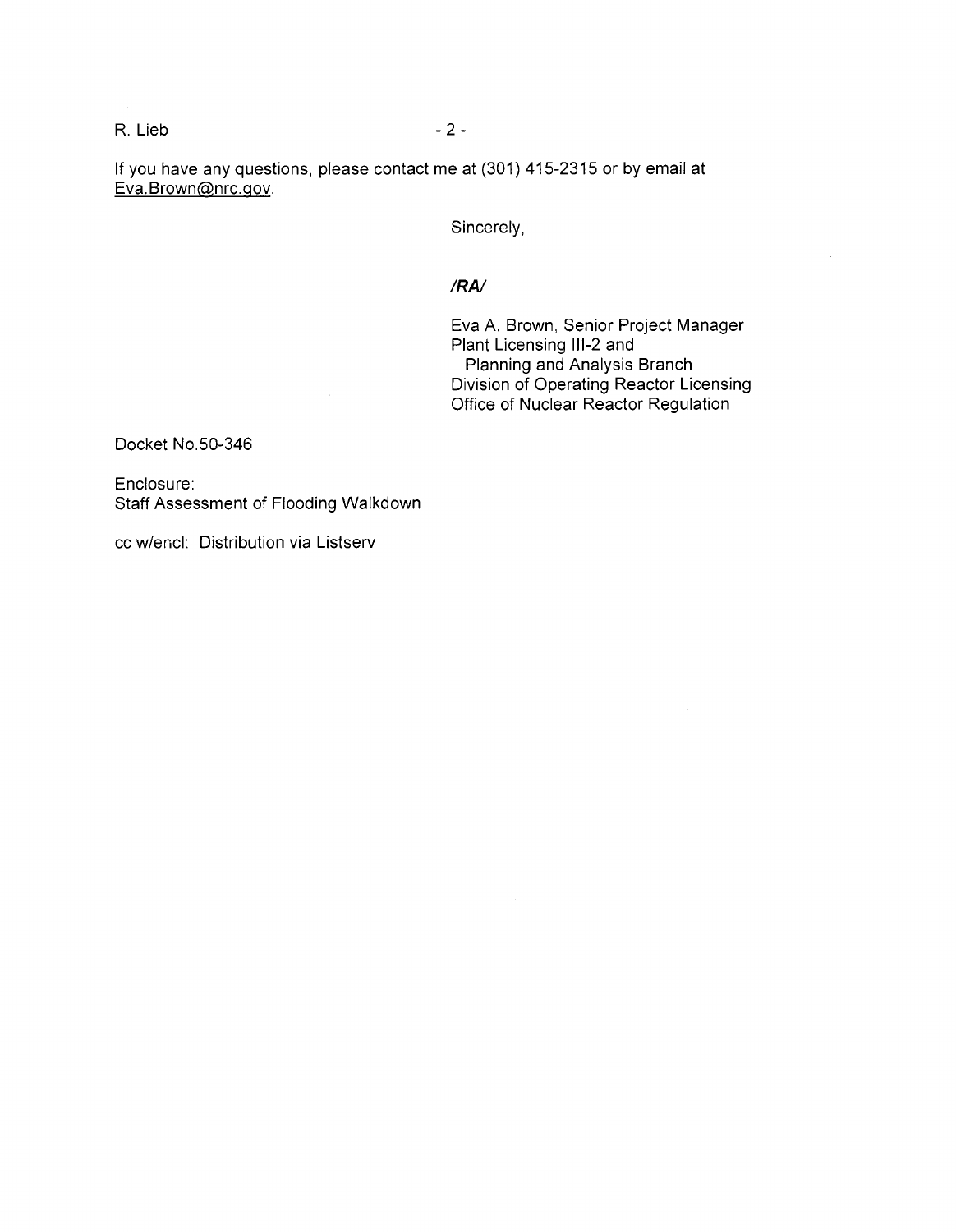If you have any questions, please contact me at (301) 415-2315 or by email at Eva.Brown@nrc.gov.

Sincerely,

***/RA/***

Eva A. Brown, Senior Project Manager
Plant Licensing III-2 and
Planning and Analysis Branch
Division of Operating Reactor Licensing
Office of Nuclear Reactor Regulation

Docket No.50-346

Enclosure:
Staff Assessment of Flooding Walkdown

cc w/encl: Distribution via Listserv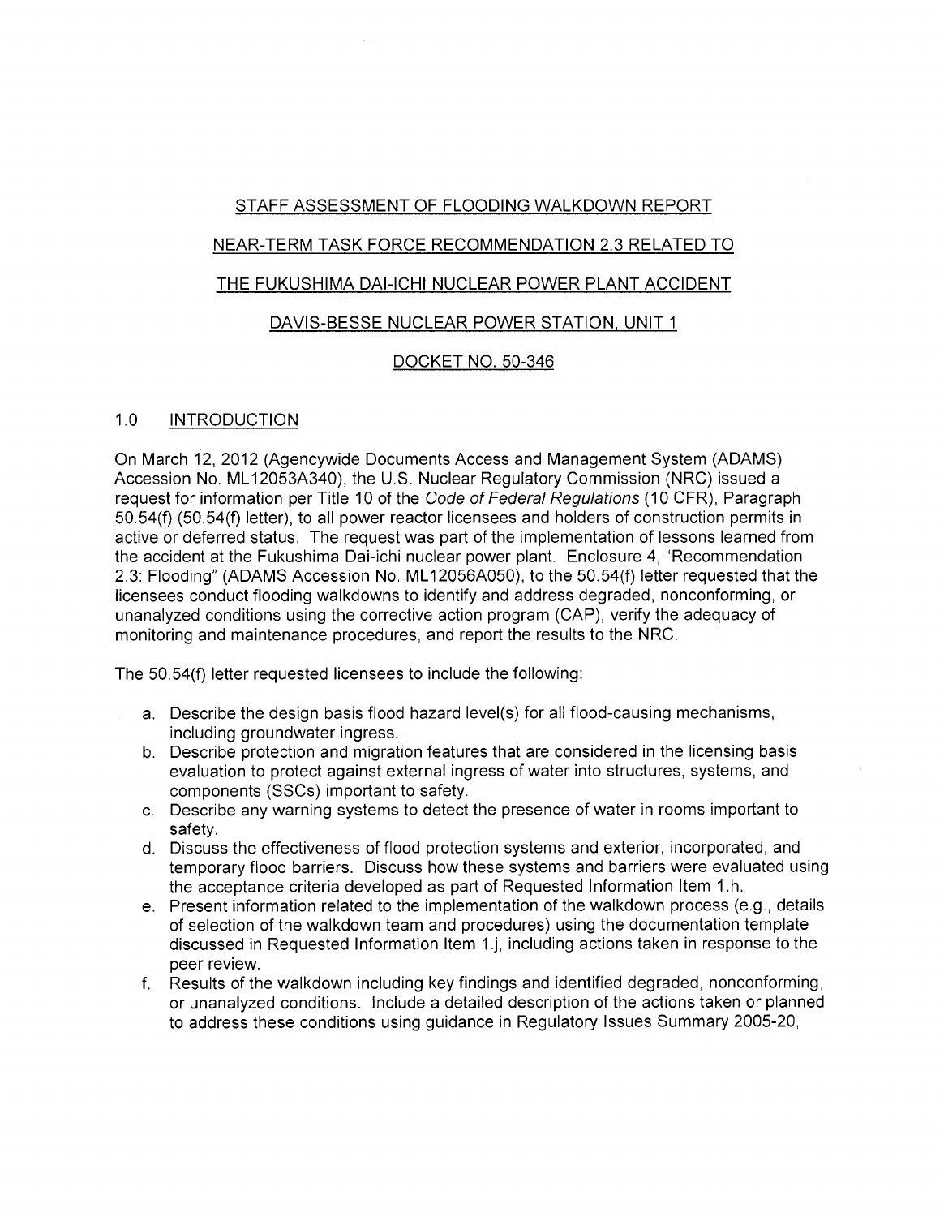STAFF ASSESSMENT OF FLOODING WALKDOWN REPORT

NEAR-TERM TASK FORCE RECOMMENDATION 2.3 RELATED TO

THE FUKUSHIMA DAI-ICHI NUCLEAR POWER PLANT ACCIDENT

DAVIS-BESSE NUCLEAR POWER STATION, UNIT 1

DOCKET NO. 50-346

## 1.0 INTRODUCTION

On March 12, 2012 (Agencywide Documents Access and Management System (ADAMS) Accession No. ML12053A340), the U.S. Nuclear Regulatory Commission (NRC) issued a request for information per Title 10 of the *Code of Federal Regulations* (10 CFR), Paragraph 50.54(f) (50.54(f) letter), to all power reactor licensees and holders of construction permits in active or deferred status. The request was part of the implementation of lessons learned from the accident at the Fukushima Dai-ichi nuclear power plant. Enclosure 4, "Recommendation 2.3: Flooding" (ADAMS Accession No. ML12056A050), to the 50.54(f) letter requested that the licensees conduct flooding walkdowns to identify and address degraded, nonconforming, or unanalyzed conditions using the corrective action program (CAP), verify the adequacy of monitoring and maintenance procedures, and report the results to the NRC.

The 50.54(f) letter requested licensees to include the following:

a. Describe the design basis flood hazard level(s) for all flood-causing mechanisms, including groundwater ingress.
b. Describe protection and migration features that are considered in the licensing basis evaluation to protect against external ingress of water into structures, systems, and components (SSCs) important to safety.
c. Describe any warning systems to detect the presence of water in rooms important to safety.
d. Discuss the effectiveness of flood protection systems and exterior, incorporated, and temporary flood barriers. Discuss how these systems and barriers were evaluated using the acceptance criteria developed as part of Requested Information Item 1.h.
e. Present information related to the implementation of the walkdown process (e.g., details of selection of the walkdown team and procedures) using the documentation template discussed in Requested Information Item 1.j, including actions taken in response to the peer review.
f. Results of the walkdown including key findings and identified degraded, nonconforming, or unanalyzed conditions. Include a detailed description of the actions taken or planned to address these conditions using guidance in Regulatory Issues Summary 2005-20,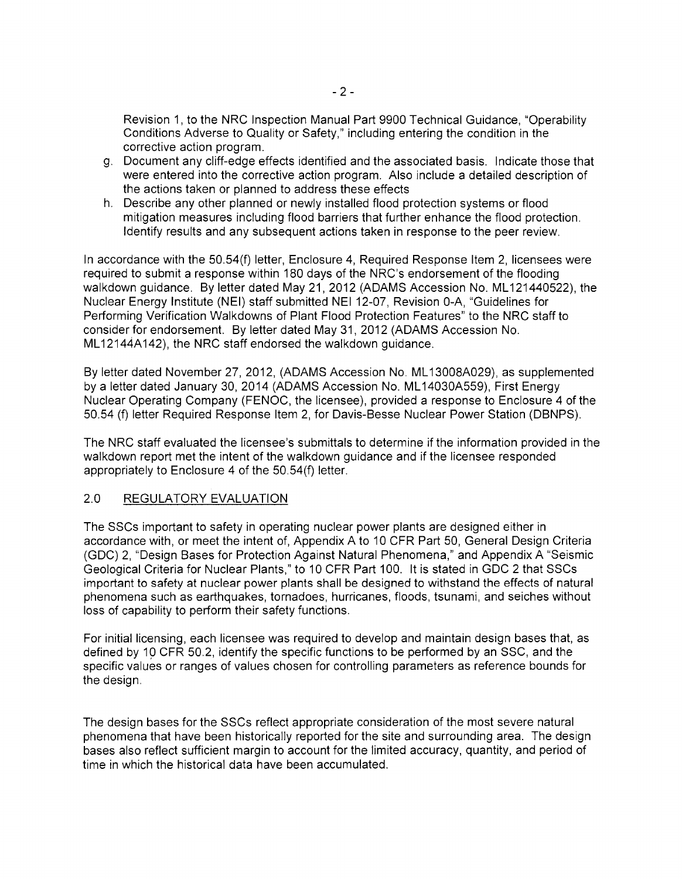Revision 1, to the NRC Inspection Manual Part 9900 Technical Guidance, "Operability Conditions Adverse to Quality or Safety," including entering the condition in the corrective action program.

g. Document any cliff-edge effects identified and the associated basis. Indicate those that were entered into the corrective action program. Also include a detailed description of the actions taken or planned to address these effects

h. Describe any other planned or newly installed flood protection systems or flood mitigation measures including flood barriers that further enhance the flood protection. Identify results and any subsequent actions taken in response to the peer review.

In accordance with the 50.54(f) letter, Enclosure 4, Required Response Item 2, licensees were required to submit a response within 180 days of the NRC's endorsement of the flooding walkdown guidance. By letter dated May 21, 2012 (ADAMS Accession No. ML121440522), the Nuclear Energy Institute (NEI) staff submitted NEI 12-07, Revision 0-A, "Guidelines for Performing Verification Walkdowns of Plant Flood Protection Features" to the NRC staff to consider for endorsement. By letter dated May 31, 2012 (ADAMS Accession No. ML12144A142), the NRC staff endorsed the walkdown guidance.

By letter dated November 27, 2012, (ADAMS Accession No. ML13008A029), as supplemented by a letter dated January 30, 2014 (ADAMS Accession No. ML14030A559), First Energy Nuclear Operating Company (FENOC, the licensee), provided a response to Enclosure 4 of the 50.54 (f) letter Required Response Item 2, for Davis-Besse Nuclear Power Station (DBNPS).

The NRC staff evaluated the licensee's submittals to determine if the information provided in the walkdown report met the intent of the walkdown guidance and if the licensee responded appropriately to Enclosure 4 of the 50.54(f) letter.

## 2.0 REGULATORY EVALUATION

The SSCs important to safety in operating nuclear power plants are designed either in accordance with, or meet the intent of, Appendix A to 10 CFR Part 50, General Design Criteria (GDC) 2, "Design Bases for Protection Against Natural Phenomena," and Appendix A "Seismic Geological Criteria for Nuclear Plants," to 10 CFR Part 100. It is stated in GDC 2 that SSCs important to safety at nuclear power plants shall be designed to withstand the effects of natural phenomena such as earthquakes, tornadoes, hurricanes, floods, tsunami, and seiches without loss of capability to perform their safety functions.

For initial licensing, each licensee was required to develop and maintain design bases that, as defined by 10 CFR 50.2, identify the specific functions to be performed by an SSC, and the specific values or ranges of values chosen for controlling parameters as reference bounds for the design.

The design bases for the SSCs reflect appropriate consideration of the most severe natural phenomena that have been historically reported for the site and surrounding area. The design bases also reflect sufficient margin to account for the limited accuracy, quantity, and period of time in which the historical data have been accumulated.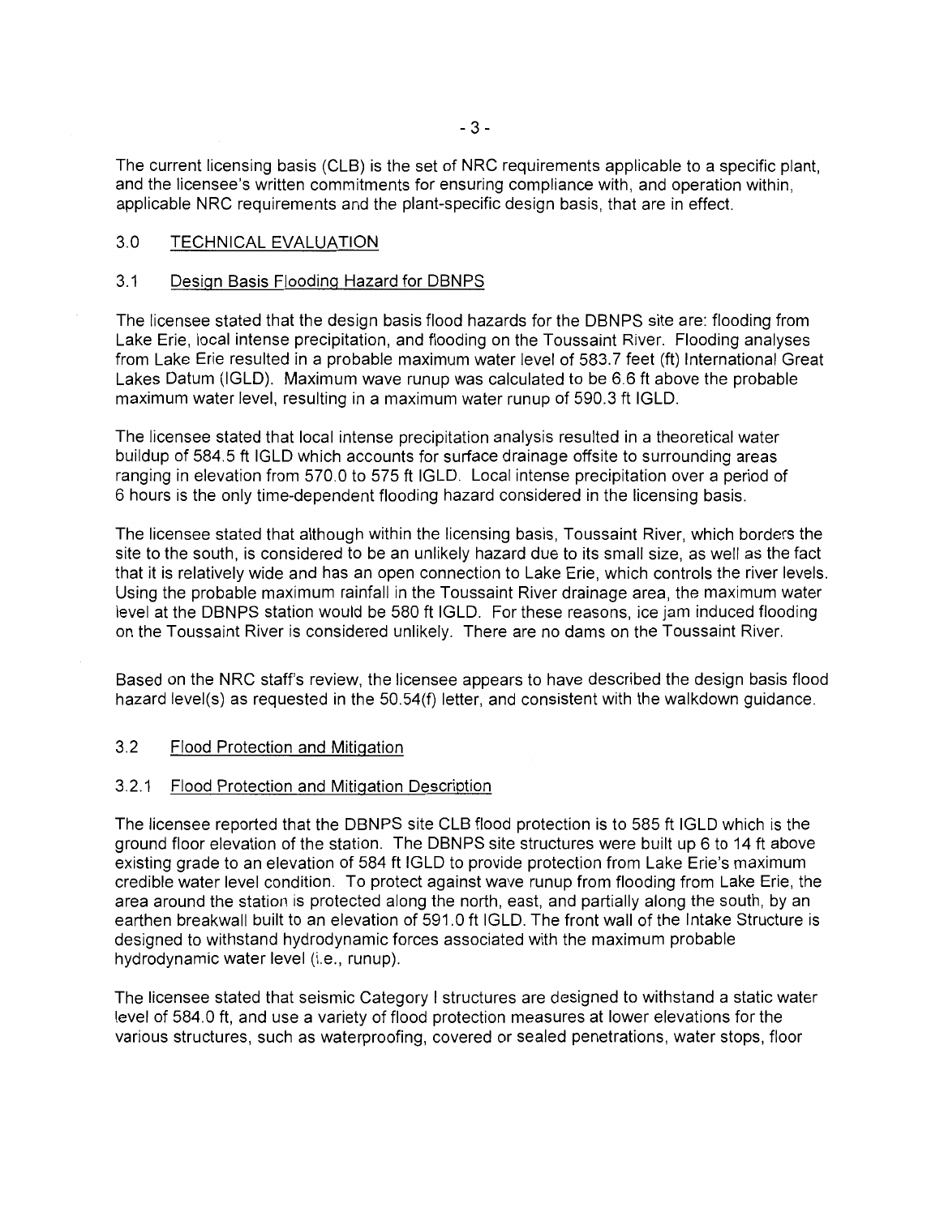The current licensing basis (CLB) is the set of NRC requirements applicable to a specific plant, and the licensee's written commitments for ensuring compliance with, and operation within, applicable NRC requirements and the plant-specific design basis, that are in effect.

## 3.0 TECHNICAL EVALUATION

### 3.1 Design Basis Flooding Hazard for DBNPS

The licensee stated that the design basis flood hazards for the DBNPS site are: flooding from Lake Erie, local intense precipitation, and flooding on the Toussaint River. Flooding analyses from Lake Erie resulted in a probable maximum water level of 583.7 feet (ft) International Great Lakes Datum (IGLD). Maximum wave runup was calculated to be 6.6 ft above the probable maximum water level, resulting in a maximum water runup of 590.3 ft IGLD.

The licensee stated that local intense precipitation analysis resulted in a theoretical water buildup of 584.5 ft IGLD which accounts for surface drainage offsite to surrounding areas ranging in elevation from 570.0 to 575 ft IGLD. Local intense precipitation over a period of 6 hours is the only time-dependent flooding hazard considered in the licensing basis.

The licensee stated that although within the licensing basis, Toussaint River, which borders the site to the south, is considered to be an unlikely hazard due to its small size, as well as the fact that it is relatively wide and has an open connection to Lake Erie, which controls the river levels. Using the probable maximum rainfall in the Toussaint River drainage area, the maximum water level at the DBNPS station would be 580 ft IGLD. For these reasons, ice jam induced flooding on the Toussaint River is considered unlikely. There are no dams on the Toussaint River.

Based on the NRC staff's review, the licensee appears to have described the design basis flood hazard level(s) as requested in the 50.54(f) letter, and consistent with the walkdown guidance.

### 3.2 Flood Protection and Mitigation

#### 3.2.1 Flood Protection and Mitigation Description

The licensee reported that the DBNPS site CLB flood protection is to 585 ft IGLD which is the ground floor elevation of the station. The DBNPS site structures were built up 6 to 14 ft above existing grade to an elevation of 584 ft IGLD to provide protection from Lake Erie's maximum credible water level condition. To protect against wave runup from flooding from Lake Erie, the area around the station is protected along the north, east, and partially along the south, by an earthen breakwall built to an elevation of 591.0 ft IGLD. The front wall of the Intake Structure is designed to withstand hydrodynamic forces associated with the maximum probable hydrodynamic water level (i.e., runup).

The licensee stated that seismic Category I structures are designed to withstand a static water level of 584.0 ft, and use a variety of flood protection measures at lower elevations for the various structures, such as waterproofing, covered or sealed penetrations, water stops, floor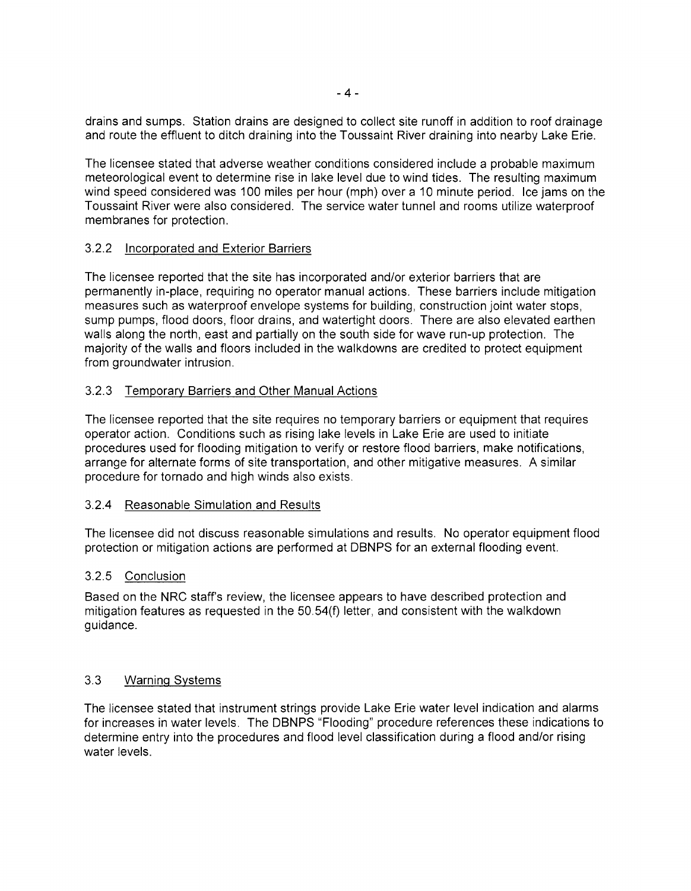drains and sumps. Station drains are designed to collect site runoff in addition to roof drainage and route the effluent to ditch draining into the Toussaint River draining into nearby Lake Erie.

The licensee stated that adverse weather conditions considered include a probable maximum meteorological event to determine rise in lake level due to wind tides. The resulting maximum wind speed considered was 100 miles per hour (mph) over a 10 minute period. Ice jams on the Toussaint River were also considered. The service water tunnel and rooms utilize waterproof membranes for protection.

### 3.2.2 Incorporated and Exterior Barriers

The licensee reported that the site has incorporated and/or exterior barriers that are permanently in-place, requiring no operator manual actions. These barriers include mitigation measures such as waterproof envelope systems for building, construction joint water stops, sump pumps, flood doors, floor drains, and watertight doors. There are also elevated earthen walls along the north, east and partially on the south side for wave run-up protection. The majority of the walls and floors included in the walkdowns are credited to protect equipment from groundwater intrusion.

### 3.2.3 Temporary Barriers and Other Manual Actions

The licensee reported that the site requires no temporary barriers or equipment that requires operator action. Conditions such as rising lake levels in Lake Erie are used to initiate procedures used for flooding mitigation to verify or restore flood barriers, make notifications, arrange for alternate forms of site transportation, and other mitigative measures. A similar procedure for tornado and high winds also exists.

### 3.2.4 Reasonable Simulation and Results

The licensee did not discuss reasonable simulations and results. No operator equipment flood protection or mitigation actions are performed at DBNPS for an external flooding event.

### 3.2.5 Conclusion

Based on the NRC staff's review, the licensee appears to have described protection and mitigation features as requested in the 50.54(f) letter, and consistent with the walkdown guidance.

## 3.3 Warning Systems

The licensee stated that instrument strings provide Lake Erie water level indication and alarms for increases in water levels. The DBNPS "Flooding" procedure references these indications to determine entry into the procedures and flood level classification during a flood and/or rising water levels.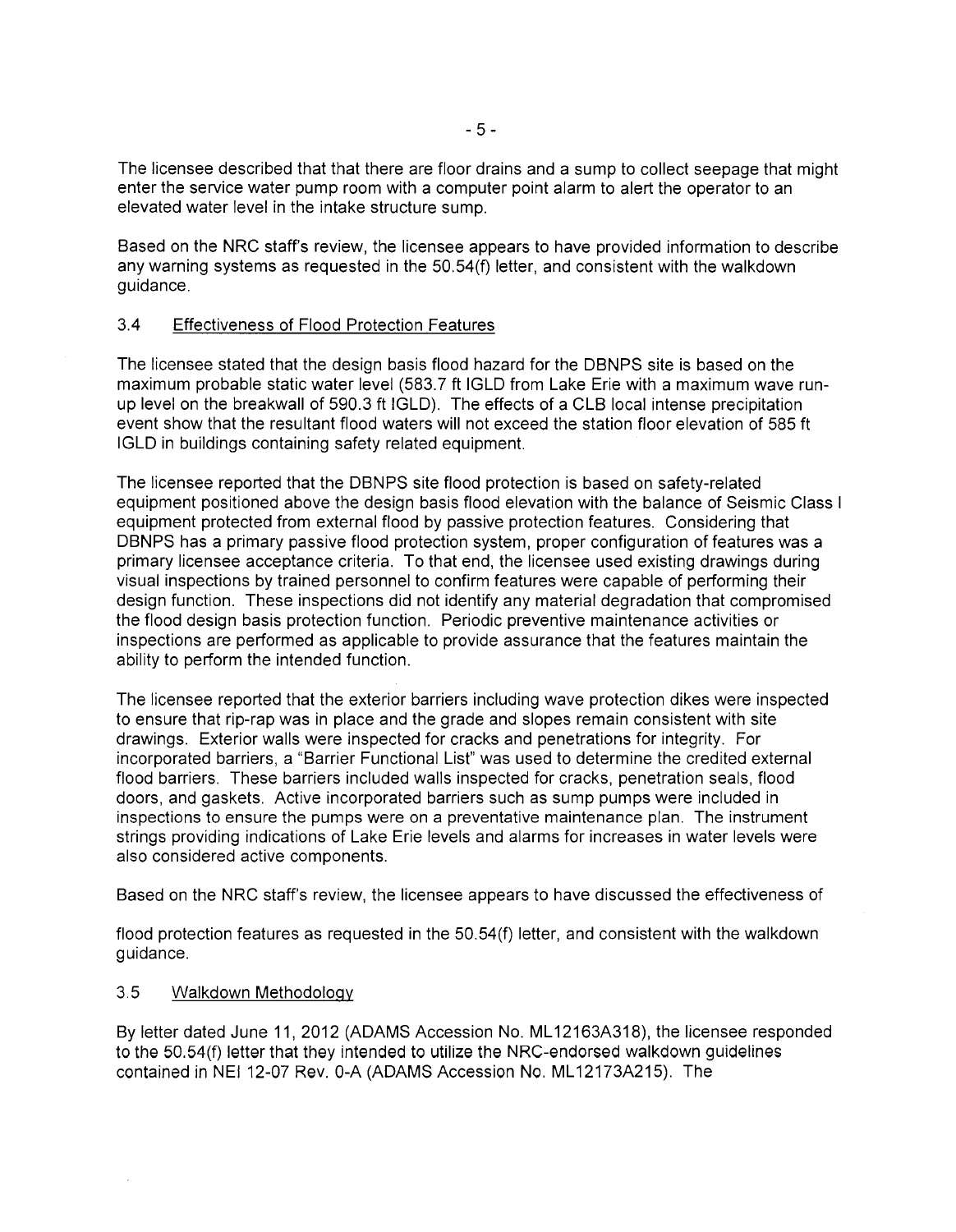The licensee described that that there are floor drains and a sump to collect seepage that might enter the service water pump room with a computer point alarm to alert the operator to an elevated water level in the intake structure sump.

Based on the NRC staff's review, the licensee appears to have provided information to describe any warning systems as requested in the 50.54(f) letter, and consistent with the walkdown guidance.

### 3.4 Effectiveness of Flood Protection Features

The licensee stated that the design basis flood hazard for the DBNPS site is based on the maximum probable static water level (583.7 ft IGLD from Lake Erie with a maximum wave run-up level on the breakwall of 590.3 ft IGLD). The effects of a CLB local intense precipitation event show that the resultant flood waters will not exceed the station floor elevation of 585 ft IGLD in buildings containing safety related equipment.

The licensee reported that the DBNPS site flood protection is based on safety-related equipment positioned above the design basis flood elevation with the balance of Seismic Class I equipment protected from external flood by passive protection features. Considering that DBNPS has a primary passive flood protection system, proper configuration of features was a primary licensee acceptance criteria. To that end, the licensee used existing drawings during visual inspections by trained personnel to confirm features were capable of performing their design function. These inspections did not identify any material degradation that compromised the flood design basis protection function. Periodic preventive maintenance activities or inspections are performed as applicable to provide assurance that the features maintain the ability to perform the intended function.

The licensee reported that the exterior barriers including wave protection dikes were inspected to ensure that rip-rap was in place and the grade and slopes remain consistent with site drawings. Exterior walls were inspected for cracks and penetrations for integrity. For incorporated barriers, a "Barrier Functional List" was used to determine the credited external flood barriers. These barriers included walls inspected for cracks, penetration seals, flood doors, and gaskets. Active incorporated barriers such as sump pumps were included in inspections to ensure the pumps were on a preventative maintenance plan. The instrument strings providing indications of Lake Erie levels and alarms for increases in water levels were also considered active components.

Based on the NRC staff's review, the licensee appears to have discussed the effectiveness of flood protection features as requested in the 50.54(f) letter, and consistent with the walkdown guidance.

### 3.5 Walkdown Methodology

By letter dated June 11, 2012 (ADAMS Accession No. ML12163A318), the licensee responded to the 50.54(f) letter that they intended to utilize the NRC-endorsed walkdown guidelines contained in NEI 12-07 Rev. 0-A (ADAMS Accession No. ML12173A215). The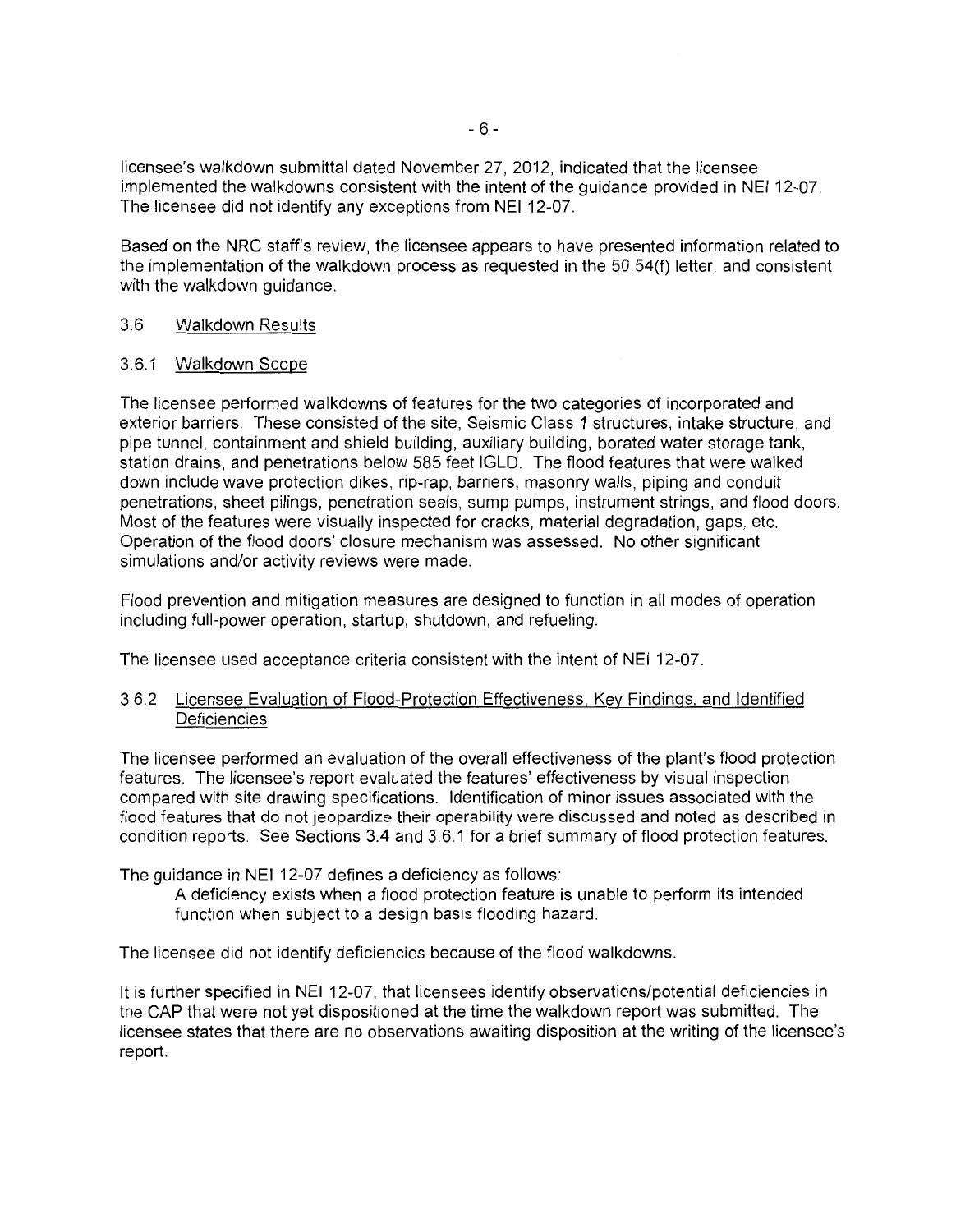licensee's walkdown submittal dated November 27, 2012, indicated that the licensee implemented the walkdowns consistent with the intent of the guidance provided in NEI 12-07. The licensee did not identify any exceptions from NEI 12-07.

Based on the NRC staff's review, the licensee appears to have presented information related to the implementation of the walkdown process as requested in the 50.54(f) letter, and consistent with the walkdown guidance.

### 3.6 Walkdown Results

#### 3.6.1 Walkdown Scope

The licensee performed walkdowns of features for the two categories of incorporated and exterior barriers. These consisted of the site, Seismic Class 1 structures, intake structure, and pipe tunnel, containment and shield building, auxiliary building, borated water storage tank, station drains, and penetrations below 585 feet IGLD. The flood features that were walked down include wave protection dikes, rip-rap, barriers, masonry walls, piping and conduit penetrations, sheet pilings, penetration seals, sump pumps, instrument strings, and flood doors. Most of the features were visually inspected for cracks, material degradation, gaps, etc. Operation of the flood doors' closure mechanism was assessed. No other significant simulations and/or activity reviews were made.

Flood prevention and mitigation measures are designed to function in all modes of operation including full-power operation, startup, shutdown, and refueling.

The licensee used acceptance criteria consistent with the intent of NEI 12-07.

#### 3.6.2 Licensee Evaluation of Flood-Protection Effectiveness, Key Findings, and Identified Deficiencies

The licensee performed an evaluation of the overall effectiveness of the plant's flood protection features. The licensee's report evaluated the features' effectiveness by visual inspection compared with site drawing specifications. Identification of minor issues associated with the flood features that do not jeopardize their operability were discussed and noted as described in condition reports. See Sections 3.4 and 3.6.1 for a brief summary of flood protection features.

The guidance in NEI 12-07 defines a deficiency as follows:

> A deficiency exists when a flood protection feature is unable to perform its intended function when subject to a design basis flooding hazard.

The licensee did not identify deficiencies because of the flood walkdowns.

It is further specified in NEI 12-07, that licensees identify observations/potential deficiencies in the CAP that were not yet dispositioned at the time the walkdown report was submitted. The licensee states that there are no observations awaiting disposition at the writing of the licensee's report.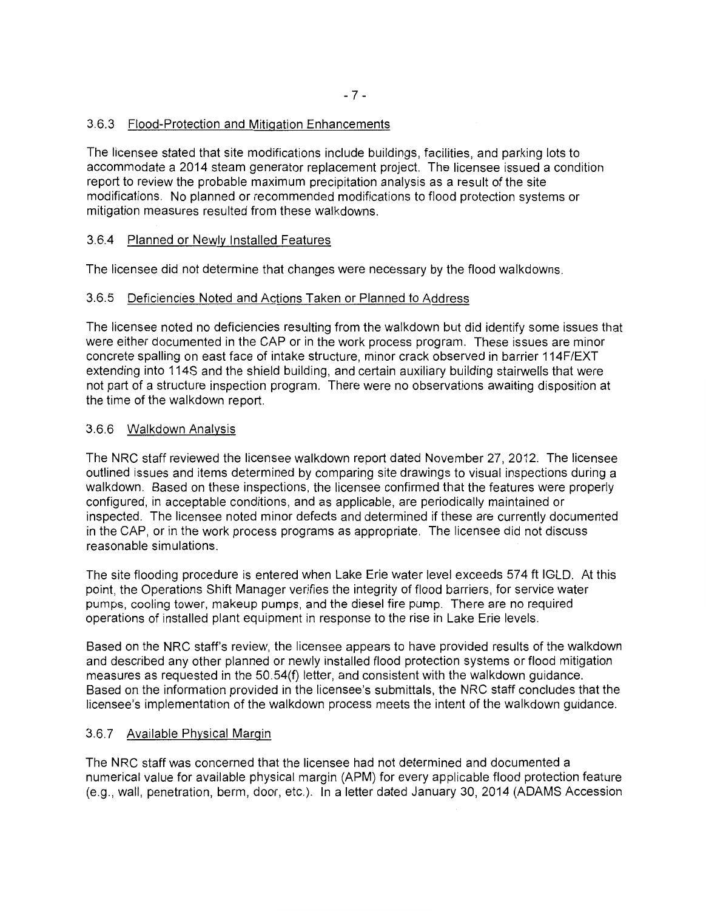### 3.6.3 Flood-Protection and Mitigation Enhancements

The licensee stated that site modifications include buildings, facilities, and parking lots to accommodate a 2014 steam generator replacement project. The licensee issued a condition report to review the probable maximum precipitation analysis as a result of the site modifications. No planned or recommended modifications to flood protection systems or mitigation measures resulted from these walkdowns.

### 3.6.4 Planned or Newly Installed Features

The licensee did not determine that changes were necessary by the flood walkdowns.

### 3.6.5 Deficiencies Noted and Actions Taken or Planned to Address

The licensee noted no deficiencies resulting from the walkdown but did identify some issues that were either documented in the CAP or in the work process program. These issues are minor concrete spalling on east face of intake structure, minor crack observed in barrier 114F/EXT extending into 114S and the shield building, and certain auxiliary building stairwells that were not part of a structure inspection program. There were no observations awaiting disposition at the time of the walkdown report.

### 3.6.6 Walkdown Analysis

The NRC staff reviewed the licensee walkdown report dated November 27, 2012. The licensee outlined issues and items determined by comparing site drawings to visual inspections during a walkdown. Based on these inspections, the licensee confirmed that the features were properly configured, in acceptable conditions, and as applicable, are periodically maintained or inspected. The licensee noted minor defects and determined if these are currently documented in the CAP, or in the work process programs as appropriate. The licensee did not discuss reasonable simulations.

The site flooding procedure is entered when Lake Erie water level exceeds 574 ft IGLD. At this point, the Operations Shift Manager verifies the integrity of flood barriers, for service water pumps, cooling tower, makeup pumps, and the diesel fire pump. There are no required operations of installed plant equipment in response to the rise in Lake Erie levels.

Based on the NRC staff's review, the licensee appears to have provided results of the walkdown and described any other planned or newly installed flood protection systems or flood mitigation measures as requested in the 50.54(f) letter, and consistent with the walkdown guidance. Based on the information provided in the licensee's submittals, the NRC staff concludes that the licensee's implementation of the walkdown process meets the intent of the walkdown guidance.

### 3.6.7 Available Physical Margin

The NRC staff was concerned that the licensee had not determined and documented a numerical value for available physical margin (APM) for every applicable flood protection feature (e.g., wall, penetration, berm, door, etc.). In a letter dated January 30, 2014 (ADAMS Accession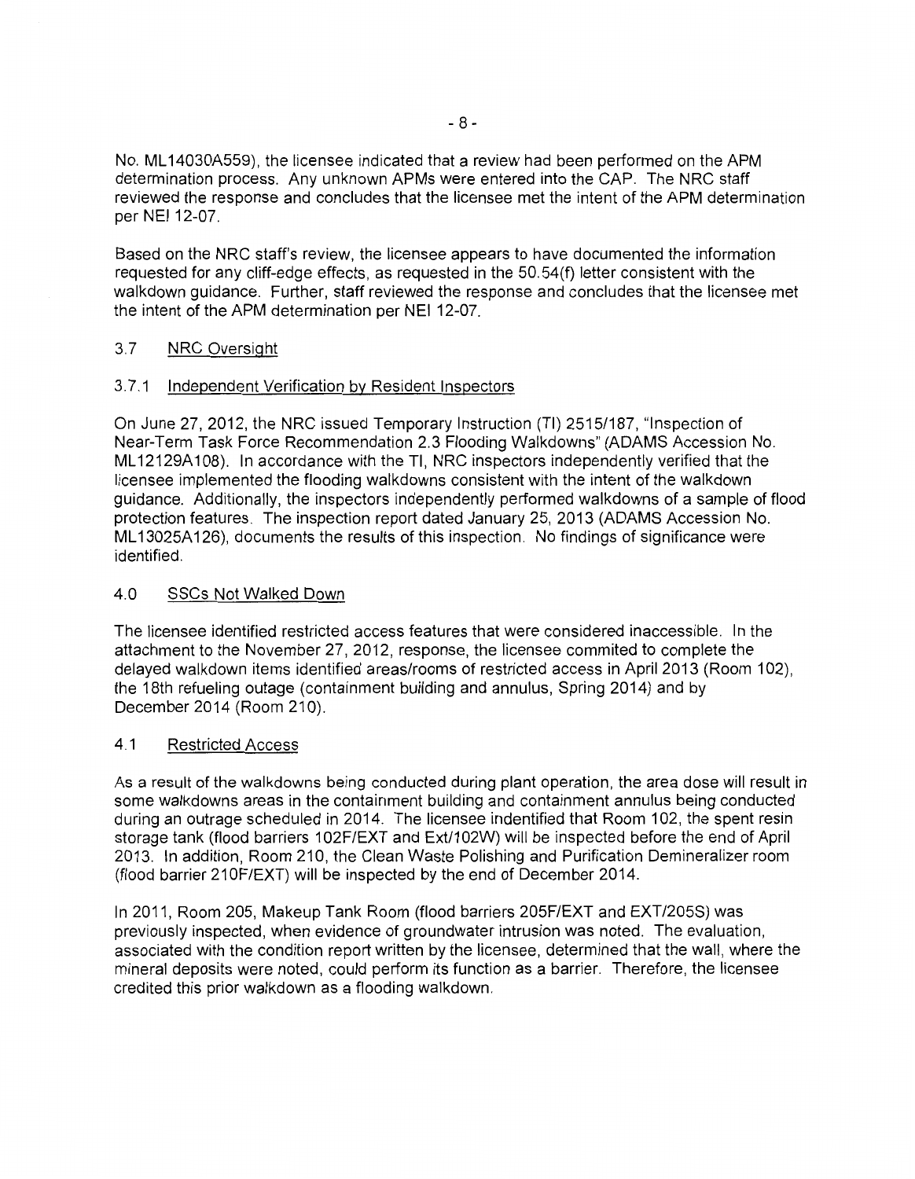No. ML14030A559), the licensee indicated that a review had been performed on the APM determination process. Any unknown APMs were entered into the CAP. The NRC staff reviewed the response and concludes that the licensee met the intent of the APM determination per NEI 12-07.

Based on the NRC staff's review, the licensee appears to have documented the information requested for any cliff-edge effects, as requested in the 50.54(f) letter consistent with the walkdown guidance. Further, staff reviewed the response and concludes that the licensee met the intent of the APM determination per NEI 12-07.

### 3.7 NRC Oversight

#### 3.7.1 Independent Verification by Resident Inspectors

On June 27, 2012, the NRC issued Temporary Instruction (TI) 2515/187, "Inspection of Near-Term Task Force Recommendation 2.3 Flooding Walkdowns" (ADAMS Accession No. ML12129A108). In accordance with the TI, NRC inspectors independently verified that the licensee implemented the flooding walkdowns consistent with the intent of the walkdown guidance. Additionally, the inspectors independently performed walkdowns of a sample of flood protection features. The inspection report dated January 25, 2013 (ADAMS Accession No. ML13025A126), documents the results of this inspection. No findings of significance were identified.

## 4.0 SSCs Not Walked Down

The licensee identified restricted access features that were considered inaccessible. In the attachment to the November 27, 2012, response, the licensee commited to complete the delayed walkdown items identified areas/rooms of restricted access in April 2013 (Room 102), the 18th refueling outage (containment building and annulus, Spring 2014) and by December 2014 (Room 210).

### 4.1 Restricted Access

As a result of the walkdowns being conducted during plant operation, the area dose will result in some walkdowns areas in the containment building and containment annulus being conducted during an outrage scheduled in 2014. The licensee indentified that Room 102, the spent resin storage tank (flood barriers 102F/EXT and Ext/102W) will be inspected before the end of April 2013. In addition, Room 210, the Clean Waste Polishing and Purification Demineralizer room (flood barrier 210F/EXT) will be inspected by the end of December 2014.

In 2011, Room 205, Makeup Tank Room (flood barriers 205F/EXT and EXT/205S) was previously inspected, when evidence of groundwater intrusion was noted. The evaluation, associated with the condition report written by the licensee, determined that the wall, where the mineral deposits were noted, could perform its function as a barrier. Therefore, the licensee credited this prior walkdown as a flooding walkdown.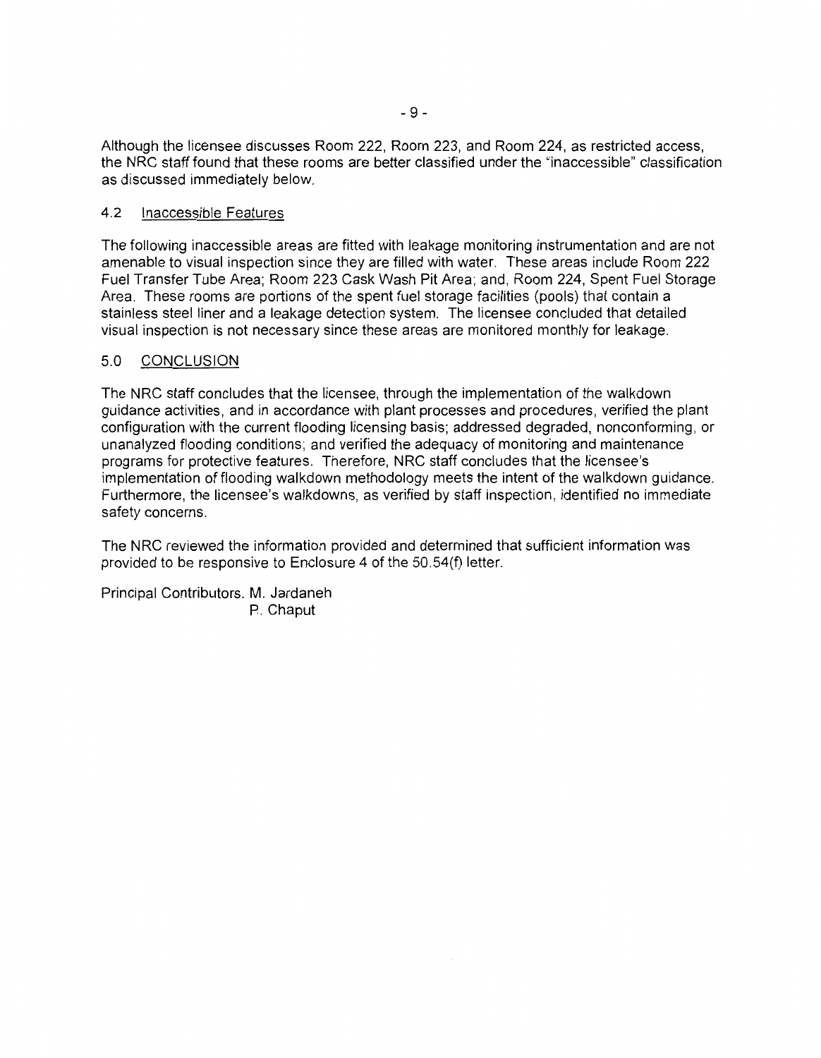Although the licensee discusses Room 222, Room 223, and Room 224, as restricted access, the NRC staff found that these rooms are better classified under the "inaccessible" classification as discussed immediately below.

### 4.2 Inaccessible Features

The following inaccessible areas are fitted with leakage monitoring instrumentation and are not amenable to visual inspection since they are filled with water. These areas include Room 222 Fuel Transfer Tube Area; Room 223 Cask Wash Pit Area; and, Room 224, Spent Fuel Storage Area. These rooms are portions of the spent fuel storage facilities (pools) that contain a stainless steel liner and a leakage detection system. The licensee concluded that detailed visual inspection is not necessary since these areas are monitored monthly for leakage.

## 5.0 CONCLUSION

The NRC staff concludes that the licensee, through the implementation of the walkdown guidance activities, and in accordance with plant processes and procedures, verified the plant configuration with the current flooding licensing basis; addressed degraded, nonconforming, or unanalyzed flooding conditions; and verified the adequacy of monitoring and maintenance programs for protective features. Therefore, NRC staff concludes that the licensee's implementation of flooding walkdown methodology meets the intent of the walkdown guidance. Furthermore, the licensee's walkdowns, as verified by staff inspection, identified no immediate safety concerns.

The NRC reviewed the information provided and determined that sufficient information was provided to be responsive to Enclosure 4 of the 50.54(f) letter.

Principal Contributors. M. Jardaneh
P. Chaput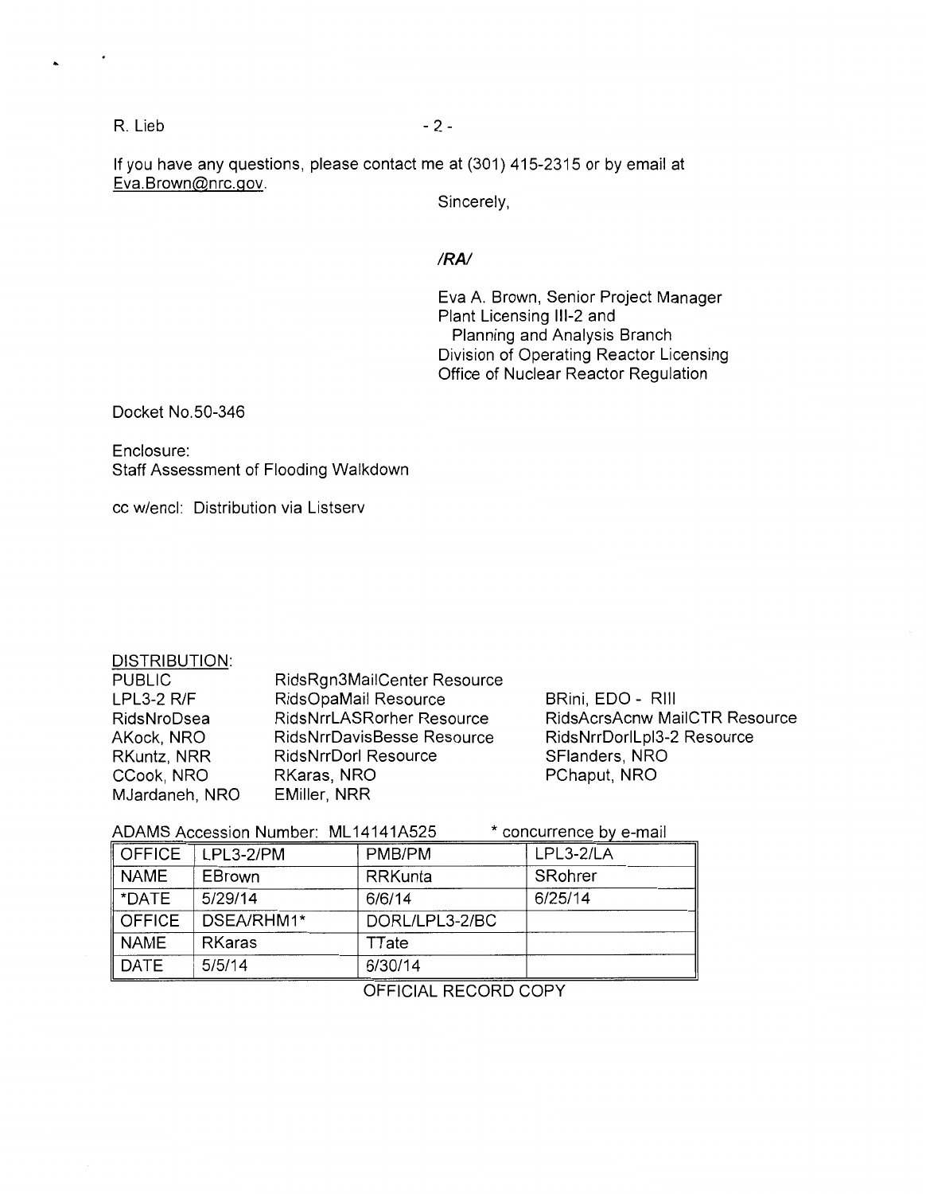If you have any questions, please contact me at (301) 415-2315 or by email at Eva.Brown@nrc.gov.

Sincerely,

*/RA/*

Eva A. Brown, Senior Project Manager
Plant Licensing III-2 and
Planning and Analysis Branch
Division of Operating Reactor Licensing
Office of Nuclear Reactor Regulation

Docket No.50-346

Enclosure:
Staff Assessment of Flooding Walkdown

cc w/encl: Distribution via Listserv

DISTRIBUTION:

| | | |
|---|---|---|
| PUBLIC | RidsRgn3MailCenter Resource | |
| LPL3-2 R/F | RidsOpaMail Resource | BRini, EDO - RIII |
| RidsNroDsea | RidsNrrLASRorher Resource | RidsAcrsAcnw MailCTR Resource |
| AKock, NRO | RidsNrrDavisBesse Resource | RidsNrrDorlLpl3-2 Resource |
| RKuntz, NRR | RidsNrrDorl Resource | SFlanders, NRO |
| CCook, NRO | RKaras, NRO | PChaput, NRO |
| MJardaneh, NRO | EMiller, NRR | |

ADAMS Accession Number: ML14141A525 * concurrence by e-mail

| | | | |
|---|---|---|---|
| OFFICE | LPL3-2/PM | PMB/PM | LPL3-2/LA |
| NAME | EBrown | RRKunta | SRohrer |
| *DATE | 5/29/14 | 6/6/14 | 6/25/14 |
| OFFICE | DSEA/RHM1* | DORL/LPL3-2/BC | |
| NAME | RKaras | TTate | |
| DATE | 5/5/14 | 6/30/14 | |

OFFICIAL RECORD COPY